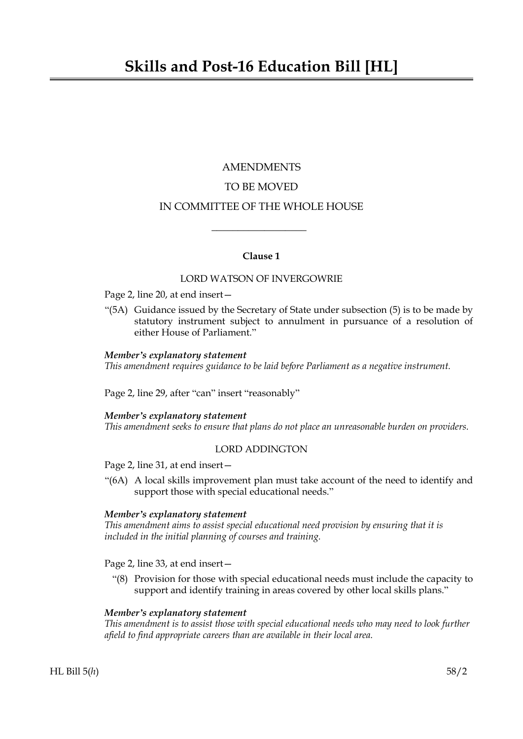# Skills and Post-16 Education Bill [HL]

AMENDMENTS

TO BE MOVED

IN COMMITTEE OF THE WHOLE HOUSE

---

**Clause 1**

LORD WATSON OF INVERGOWRIE

Page 2, line 20, at end insert—

"(5A) Guidance issued by the Secretary of State under subsection (5) is to be made by statutory instrument subject to annulment in pursuance of a resolution of either House of Parliament."

***Member's explanatory statement***
*This amendment requires guidance to be laid before Parliament as a negative instrument.*

Page 2, line 29, after "can" insert "reasonably"

***Member's explanatory statement***
*This amendment seeks to ensure that plans do not place an unreasonable burden on providers.*

LORD ADDINGTON

Page 2, line 31, at end insert—

"(6A) A local skills improvement plan must take account of the need to identify and support those with special educational needs."

***Member's explanatory statement***
*This amendment aims to assist special educational need provision by ensuring that it is included in the initial planning of courses and training.*

Page 2, line 33, at end insert—

"(8) Provision for those with special educational needs must include the capacity to support and identify training in areas covered by other local skills plans."

***Member's explanatory statement***
*This amendment is to assist those with special educational needs who may need to look further afield to find appropriate careers than are available in their local area.*

HL Bill 5(*h*) 58/2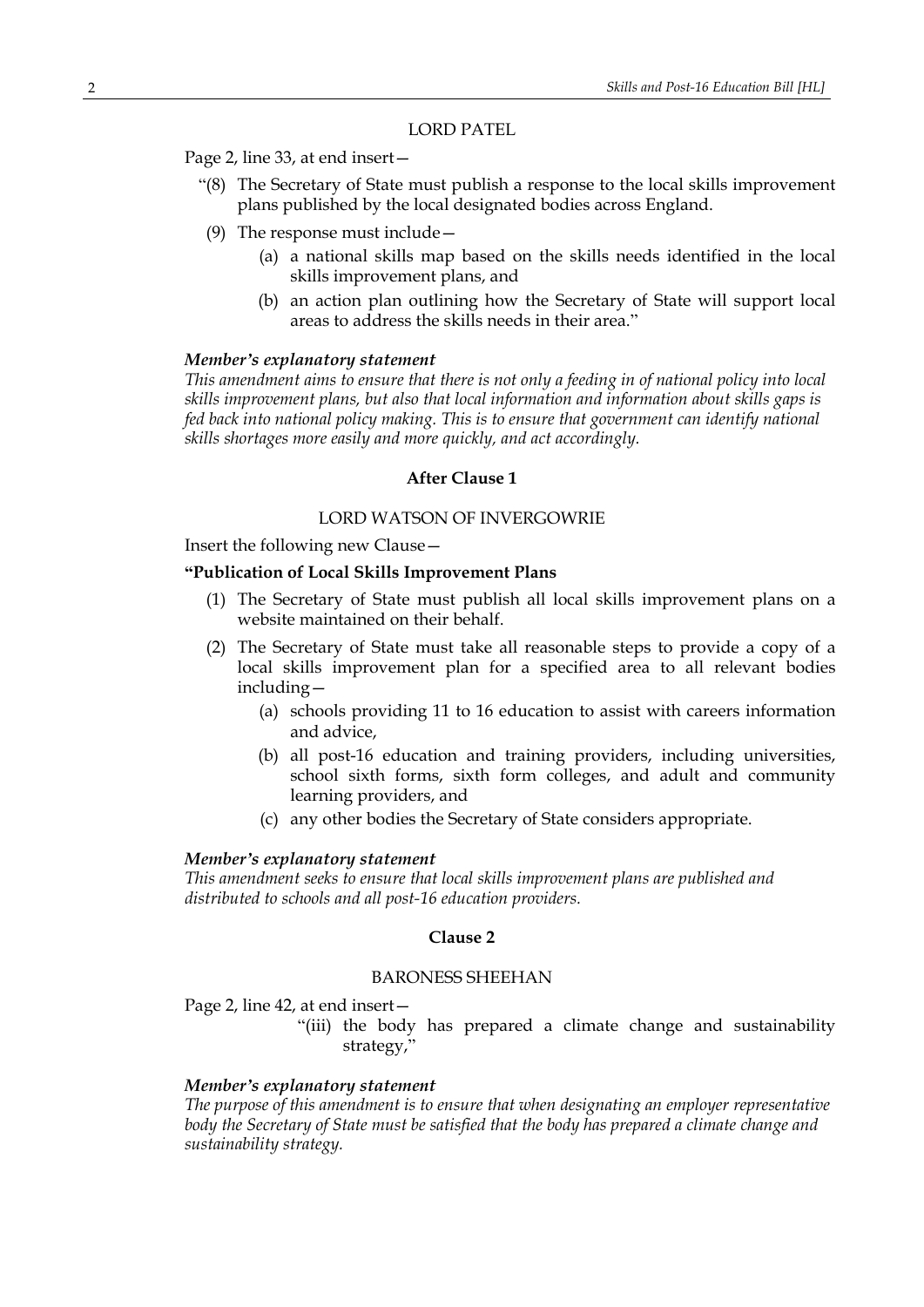LORD PATEL

Page 2, line 33, at end insert—

"(8) The Secretary of State must publish a response to the local skills improvement plans published by the local designated bodies across England.

(9) The response must include—

(a) a national skills map based on the skills needs identified in the local skills improvement plans, and

(b) an action plan outlining how the Secretary of State will support local areas to address the skills needs in their area."

***Member's explanatory statement***

*This amendment aims to ensure that there is not only a feeding in of national policy into local skills improvement plans, but also that local information and information about skills gaps is fed back into national policy making. This is to ensure that government can identify national skills shortages more easily and more quickly, and act accordingly.*

**After Clause 1**

LORD WATSON OF INVERGOWRIE

Insert the following new Clause—

**"Publication of Local Skills Improvement Plans**

(1) The Secretary of State must publish all local skills improvement plans on a website maintained on their behalf.

(2) The Secretary of State must take all reasonable steps to provide a copy of a local skills improvement plan for a specified area to all relevant bodies including—

(a) schools providing 11 to 16 education to assist with careers information and advice,

(b) all post-16 education and training providers, including universities, school sixth forms, sixth form colleges, and adult and community learning providers, and

(c) any other bodies the Secretary of State considers appropriate.

***Member's explanatory statement***

*This amendment seeks to ensure that local skills improvement plans are published and distributed to schools and all post-16 education providers.*

**Clause 2**

BARONESS SHEEHAN

Page 2, line 42, at end insert—

"(iii) the body has prepared a climate change and sustainability strategy,"

***Member's explanatory statement***

*The purpose of this amendment is to ensure that when designating an employer representative body the Secretary of State must be satisfied that the body has prepared a climate change and sustainability strategy.*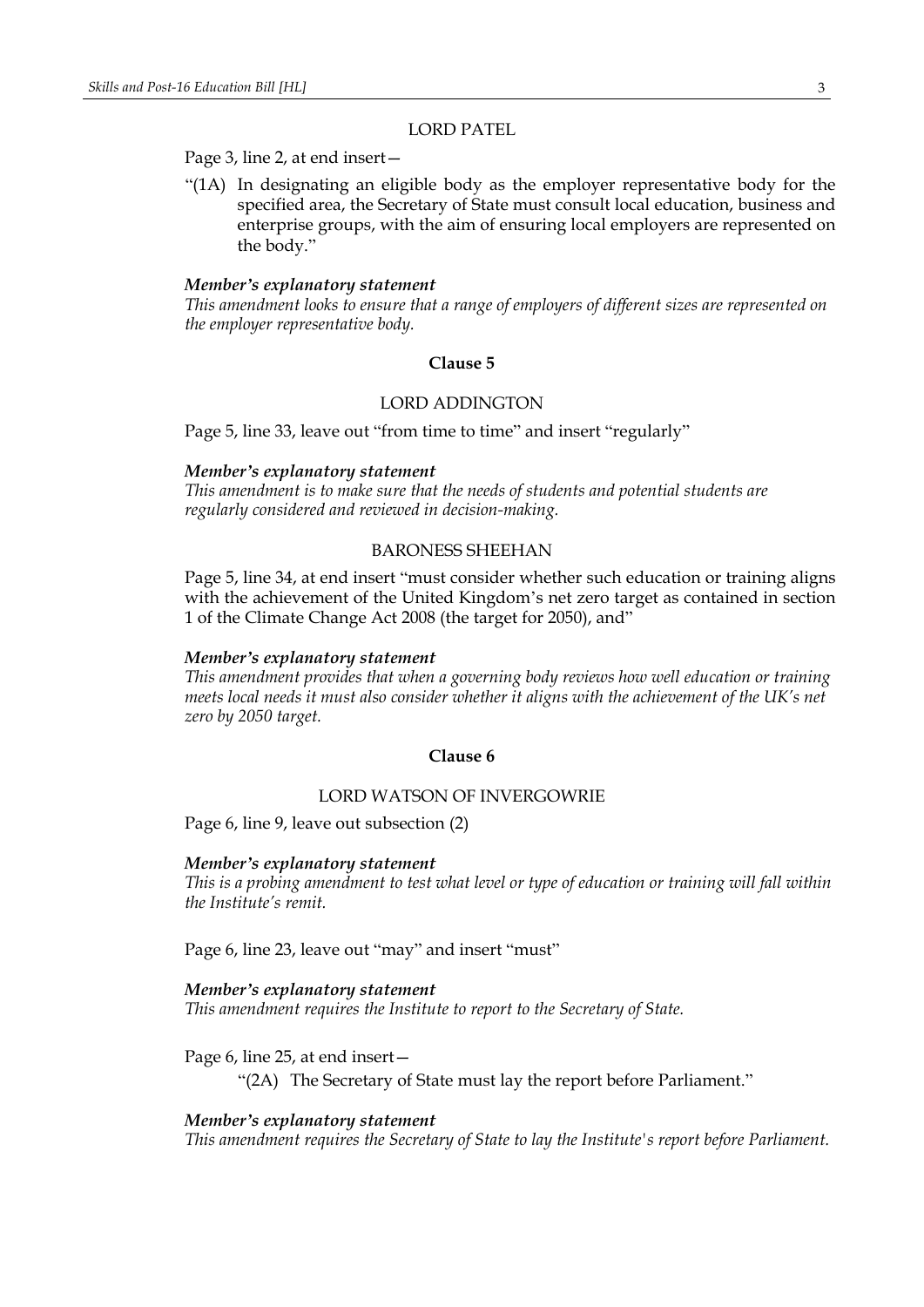LORD PATEL

Page 3, line 2, at end insert—

"(1A) In designating an eligible body as the employer representative body for the specified area, the Secretary of State must consult local education, business and enterprise groups, with the aim of ensuring local employers are represented on the body."

***Member's explanatory statement***

*This amendment looks to ensure that a range of employers of different sizes are represented on the employer representative body.*

**Clause 5**

LORD ADDINGTON

Page 5, line 33, leave out "from time to time" and insert "regularly"

***Member's explanatory statement***

*This amendment is to make sure that the needs of students and potential students are regularly considered and reviewed in decision-making.*

BARONESS SHEEHAN

Page 5, line 34, at end insert "must consider whether such education or training aligns with the achievement of the United Kingdom's net zero target as contained in section 1 of the Climate Change Act 2008 (the target for 2050), and"

***Member's explanatory statement***

*This amendment provides that when a governing body reviews how well education or training meets local needs it must also consider whether it aligns with the achievement of the UK's net zero by 2050 target.*

**Clause 6**

LORD WATSON OF INVERGOWRIE

Page 6, line 9, leave out subsection (2)

***Member's explanatory statement***

*This is a probing amendment to test what level or type of education or training will fall within the Institute's remit.*

Page 6, line 23, leave out "may" and insert "must"

***Member's explanatory statement***

*This amendment requires the Institute to report to the Secretary of State.*

Page 6, line 25, at end insert—

"(2A) The Secretary of State must lay the report before Parliament."

***Member's explanatory statement***

*This amendment requires the Secretary of State to lay the Institute's report before Parliament.*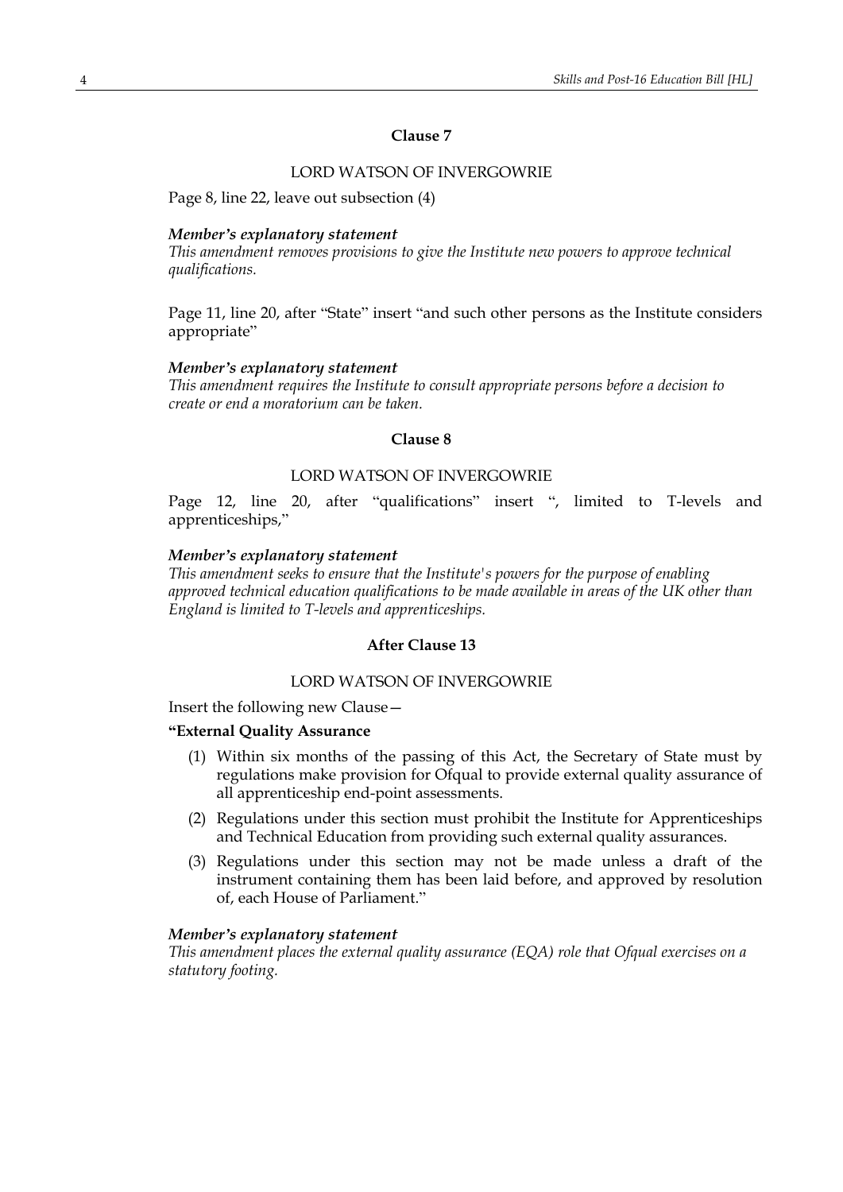### Clause 7

LORD WATSON OF INVERGOWRIE

Page 8, line 22, leave out subsection (4)

***Member's explanatory statement***

*This amendment removes provisions to give the Institute new powers to approve technical qualifications.*

Page 11, line 20, after "State" insert "and such other persons as the Institute considers appropriate"

***Member's explanatory statement***

*This amendment requires the Institute to consult appropriate persons before a decision to create or end a moratorium can be taken.*

### Clause 8

LORD WATSON OF INVERGOWRIE

Page 12, line 20, after "qualifications" insert ", limited to T-levels and apprenticeships,"

***Member's explanatory statement***

*This amendment seeks to ensure that the Institute's powers for the purpose of enabling approved technical education qualifications to be made available in areas of the UK other than England is limited to T-levels and apprenticeships.*

### After Clause 13

LORD WATSON OF INVERGOWRIE

Insert the following new Clause—

**"External Quality Assurance**

(1) Within six months of the passing of this Act, the Secretary of State must by regulations make provision for Ofqual to provide external quality assurance of all apprenticeship end-point assessments.

(2) Regulations under this section must prohibit the Institute for Apprenticeships and Technical Education from providing such external quality assurances.

(3) Regulations under this section may not be made unless a draft of the instrument containing them has been laid before, and approved by resolution of, each House of Parliament."

***Member's explanatory statement***

*This amendment places the external quality assurance (EQA) role that Ofqual exercises on a statutory footing.*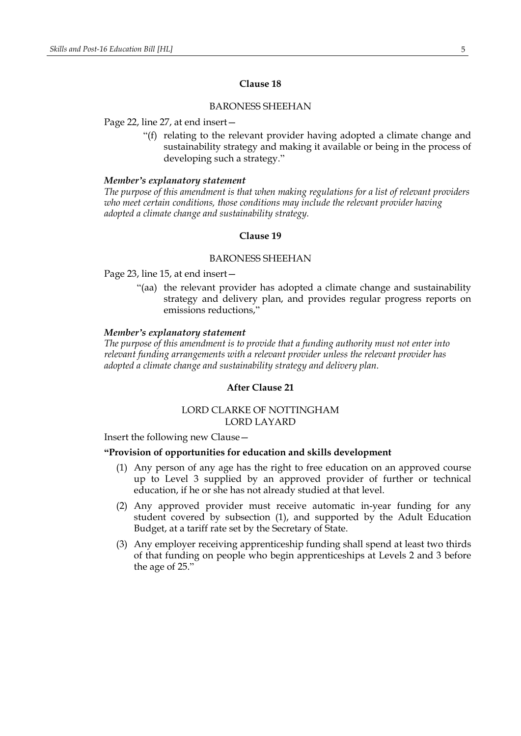### Clause 18

BARONESS SHEEHAN

Page 22, line 27, at end insert—

> "(f) relating to the relevant provider having adopted a climate change and sustainability strategy and making it available or being in the process of developing such a strategy."

***Member's explanatory statement***

*The purpose of this amendment is that when making regulations for a list of relevant providers who meet certain conditions, those conditions may include the relevant provider having adopted a climate change and sustainability strategy.*

### Clause 19

BARONESS SHEEHAN

Page 23, line 15, at end insert—

> "(aa) the relevant provider has adopted a climate change and sustainability strategy and delivery plan, and provides regular progress reports on emissions reductions,"

***Member's explanatory statement***

*The purpose of this amendment is to provide that a funding authority must not enter into relevant funding arrangements with a relevant provider unless the relevant provider has adopted a climate change and sustainability strategy and delivery plan.*

### After Clause 21

LORD CLARKE OF NOTTINGHAM
LORD LAYARD

Insert the following new Clause—

**"Provision of opportunities for education and skills development**

(1) Any person of any age has the right to free education on an approved course up to Level 3 supplied by an approved provider of further or technical education, if he or she has not already studied at that level.

(2) Any approved provider must receive automatic in-year funding for any student covered by subsection (1), and supported by the Adult Education Budget, at a tariff rate set by the Secretary of State.

(3) Any employer receiving apprenticeship funding shall spend at least two thirds of that funding on people who begin apprenticeships at Levels 2 and 3 before the age of 25."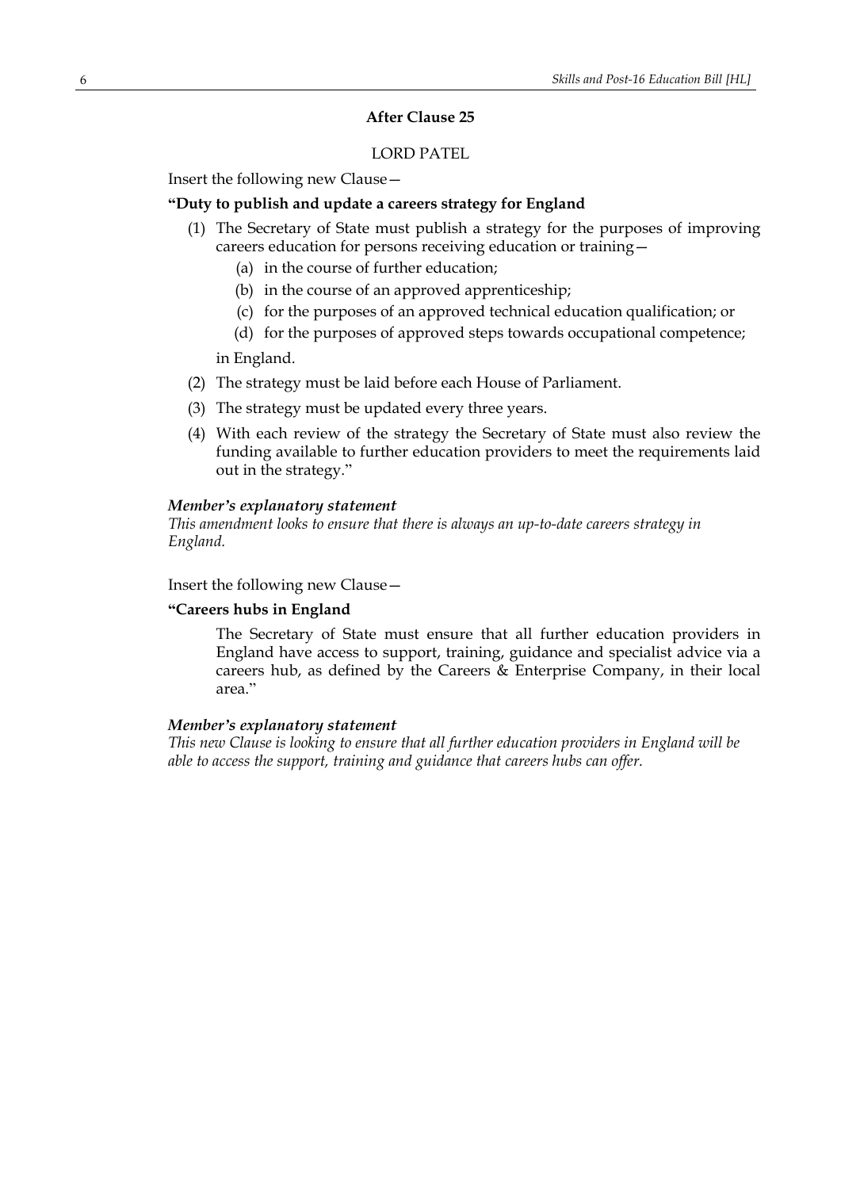## After Clause 25

LORD PATEL

Insert the following new Clause—

**"Duty to publish and update a careers strategy for England**

(1) The Secretary of State must publish a strategy for the purposes of improving careers education for persons receiving education or training—

 (a) in the course of further education;

 (b) in the course of an approved apprenticeship;

 (c) for the purposes of an approved technical education qualification; or

 (d) for the purposes of approved steps towards occupational competence;

in England.

(2) The strategy must be laid before each House of Parliament.

(3) The strategy must be updated every three years.

(4) With each review of the strategy the Secretary of State must also review the funding available to further education providers to meet the requirements laid out in the strategy."

***Member's explanatory statement***

*This amendment looks to ensure that there is always an up-to-date careers strategy in England.*

Insert the following new Clause—

**"Careers hubs in England**

The Secretary of State must ensure that all further education providers in England have access to support, training, guidance and specialist advice via a careers hub, as defined by the Careers & Enterprise Company, in their local area."

***Member's explanatory statement***

*This new Clause is looking to ensure that all further education providers in England will be able to access the support, training and guidance that careers hubs can offer.*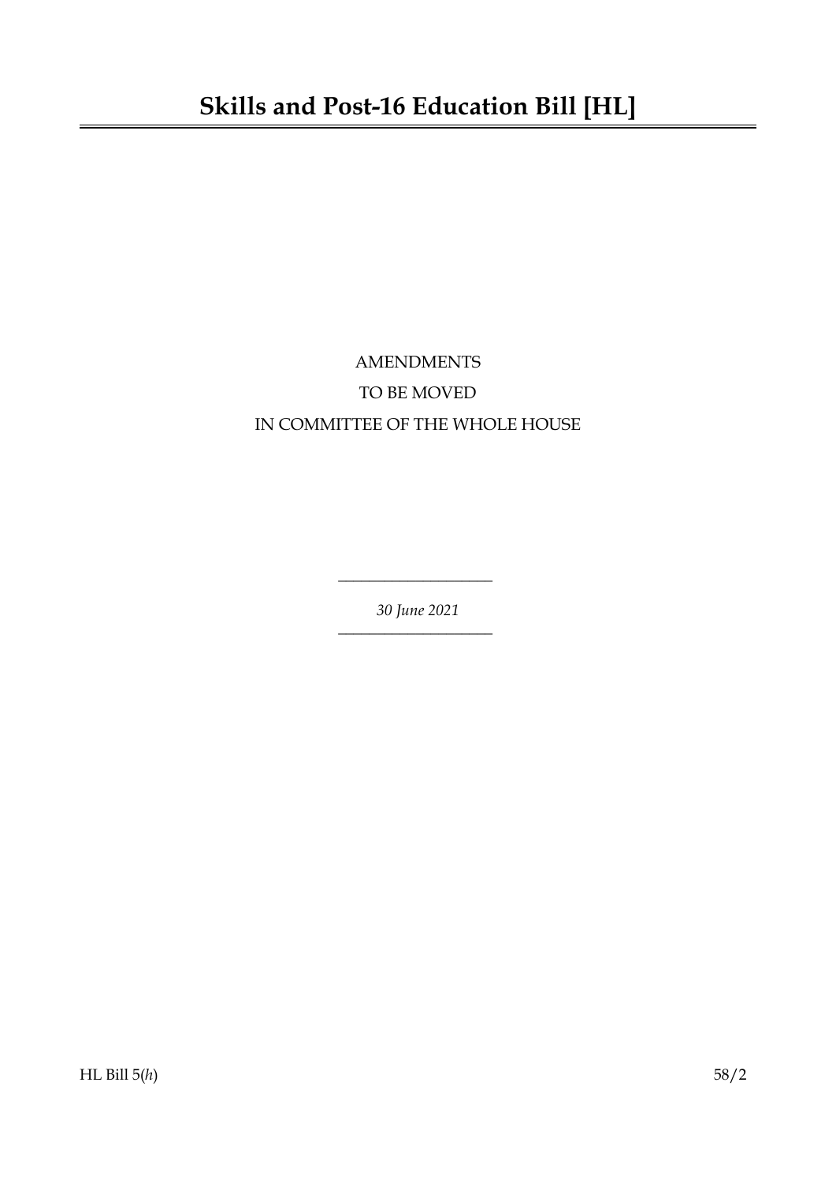# Skills and Post-16 Education Bill [HL]

AMENDMENTS

TO BE MOVED

IN COMMITTEE OF THE WHOLE HOUSE

---

*30 June 2021*

---

HL Bill 5(*h*) 58/2